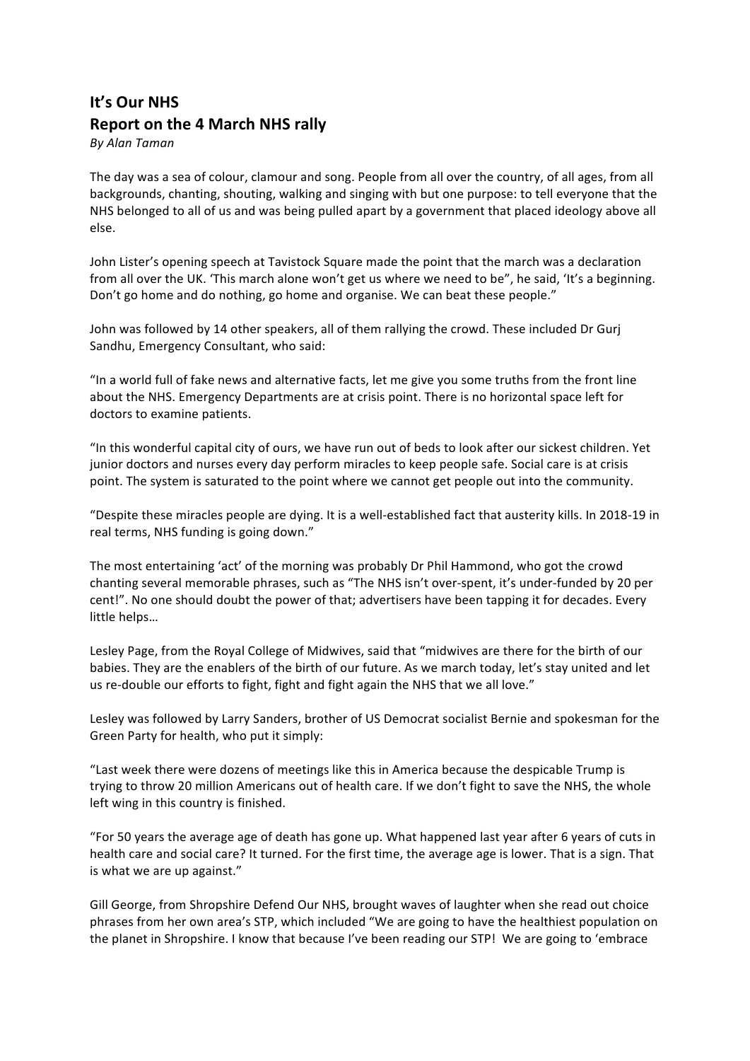## It's Our NHS
## Report on the 4 March NHS rally

*By Alan Taman*

The day was a sea of colour, clamour and song. People from all over the country, of all ages, from all backgrounds, chanting, shouting, walking and singing with but one purpose: to tell everyone that the NHS belonged to all of us and was being pulled apart by a government that placed ideology above all else.

John Lister's opening speech at Tavistock Square made the point that the march was a declaration from all over the UK. 'This march alone won't get us where we need to be", he said, 'It's a beginning. Don't go home and do nothing, go home and organise. We can beat these people."

John was followed by 14 other speakers, all of them rallying the crowd. These included Dr Gurj Sandhu, Emergency Consultant, who said:

"In a world full of fake news and alternative facts, let me give you some truths from the front line about the NHS. Emergency Departments are at crisis point. There is no horizontal space left for doctors to examine patients.

"In this wonderful capital city of ours, we have run out of beds to look after our sickest children. Yet junior doctors and nurses every day perform miracles to keep people safe. Social care is at crisis point. The system is saturated to the point where we cannot get people out into the community.

"Despite these miracles people are dying. It is a well-established fact that austerity kills. In 2018-19 in real terms, NHS funding is going down."

The most entertaining 'act' of the morning was probably Dr Phil Hammond, who got the crowd chanting several memorable phrases, such as "The NHS isn't over-spent, it's under-funded by 20 per cent!". No one should doubt the power of that; advertisers have been tapping it for decades. Every little helps…

Lesley Page, from the Royal College of Midwives, said that "midwives are there for the birth of our babies. They are the enablers of the birth of our future. As we march today, let's stay united and let us re-double our efforts to fight, fight and fight again the NHS that we all love."

Lesley was followed by Larry Sanders, brother of US Democrat socialist Bernie and spokesman for the Green Party for health, who put it simply:

"Last week there were dozens of meetings like this in America because the despicable Trump is trying to throw 20 million Americans out of health care. If we don't fight to save the NHS, the whole left wing in this country is finished.

"For 50 years the average age of death has gone up. What happened last year after 6 years of cuts in health care and social care? It turned. For the first time, the average age is lower. That is a sign. That is what we are up against."

Gill George, from Shropshire Defend Our NHS, brought waves of laughter when she read out choice phrases from her own area's STP, which included "We are going to have the healthiest population on the planet in Shropshire. I know that because I've been reading our STP! We are going to 'embrace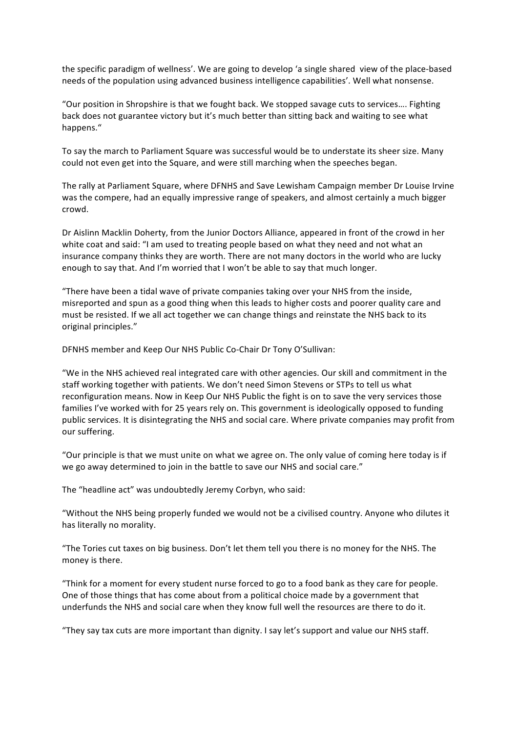the specific paradigm of wellness'. We are going to develop 'a single shared view of the place-based needs of the population using advanced business intelligence capabilities'. Well what nonsense.

"Our position in Shropshire is that we fought back. We stopped savage cuts to services…. Fighting back does not guarantee victory but it's much better than sitting back and waiting to see what happens."

To say the march to Parliament Square was successful would be to understate its sheer size. Many could not even get into the Square, and were still marching when the speeches began.

The rally at Parliament Square, where DFNHS and Save Lewisham Campaign member Dr Louise Irvine was the compere, had an equally impressive range of speakers, and almost certainly a much bigger crowd.

Dr Aislinn Macklin Doherty, from the Junior Doctors Alliance, appeared in front of the crowd in her white coat and said: "I am used to treating people based on what they need and not what an insurance company thinks they are worth. There are not many doctors in the world who are lucky enough to say that. And I'm worried that I won't be able to say that much longer.

"There have been a tidal wave of private companies taking over your NHS from the inside, misreported and spun as a good thing when this leads to higher costs and poorer quality care and must be resisted. If we all act together we can change things and reinstate the NHS back to its original principles."

DFNHS member and Keep Our NHS Public Co-Chair Dr Tony O'Sullivan:

"We in the NHS achieved real integrated care with other agencies. Our skill and commitment in the staff working together with patients. We don't need Simon Stevens or STPs to tell us what reconfiguration means. Now in Keep Our NHS Public the fight is on to save the very services those families I've worked with for 25 years rely on. This government is ideologically opposed to funding public services. It is disintegrating the NHS and social care. Where private companies may profit from our suffering.

"Our principle is that we must unite on what we agree on. The only value of coming here today is if we go away determined to join in the battle to save our NHS and social care."

The "headline act" was undoubtedly Jeremy Corbyn, who said:

"Without the NHS being properly funded we would not be a civilised country. Anyone who dilutes it has literally no morality.

"The Tories cut taxes on big business. Don't let them tell you there is no money for the NHS. The money is there.

"Think for a moment for every student nurse forced to go to a food bank as they care for people. One of those things that has come about from a political choice made by a government that underfunds the NHS and social care when they know full well the resources are there to do it.

"They say tax cuts are more important than dignity. I say let's support and value our NHS staff.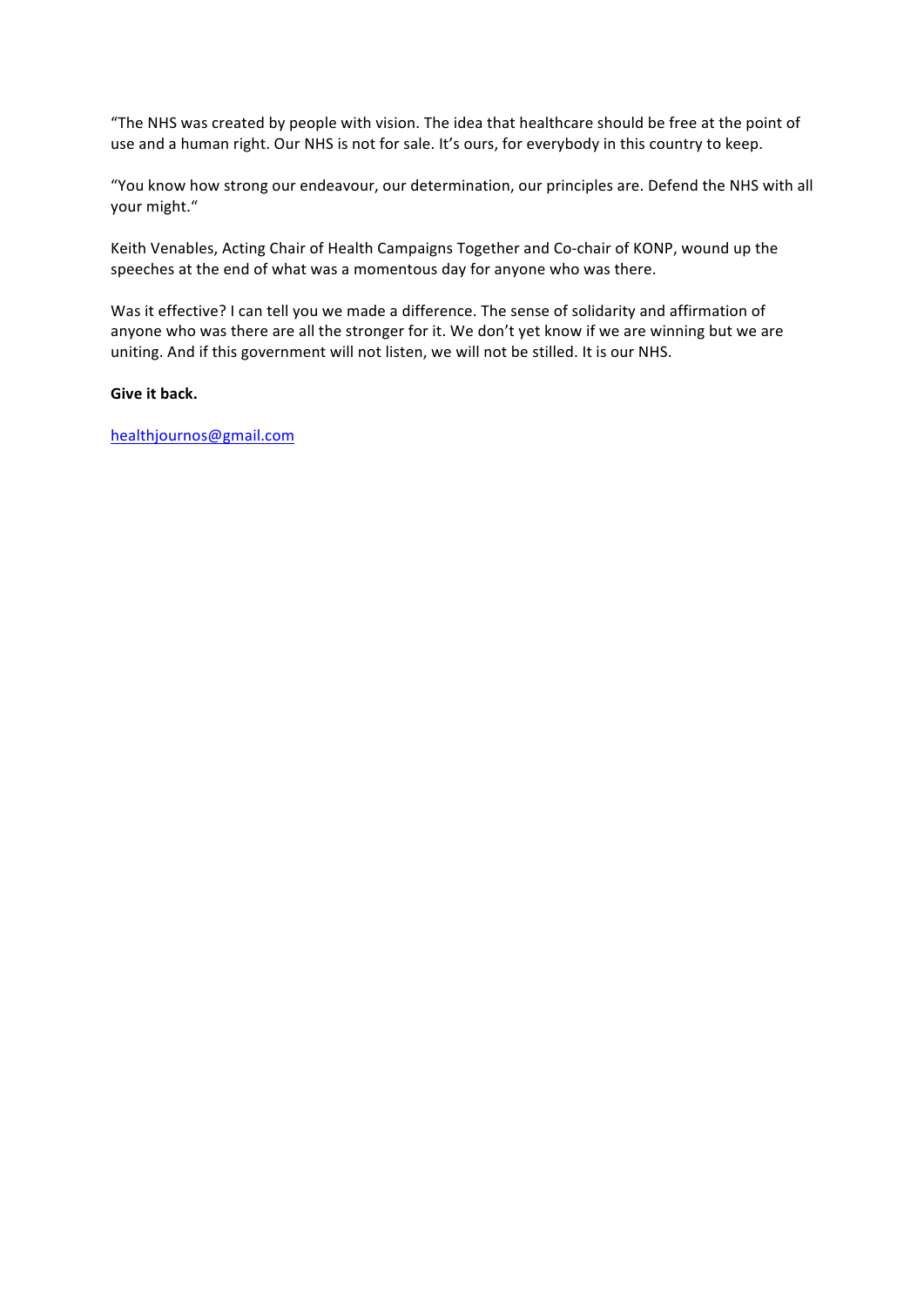"The NHS was created by people with vision. The idea that healthcare should be free at the point of use and a human right. Our NHS is not for sale. It's ours, for everybody in this country to keep.

"You know how strong our endeavour, our determination, our principles are. Defend the NHS with all your might."

Keith Venables, Acting Chair of Health Campaigns Together and Co-chair of KONP, wound up the speeches at the end of what was a momentous day for anyone who was there.

Was it effective? I can tell you we made a difference. The sense of solidarity and affirmation of anyone who was there are all the stronger for it. We don't yet know if we are winning but we are uniting. And if this government will not listen, we will not be stilled. It is our NHS.

**Give it back.**

healthjournos@gmail.com